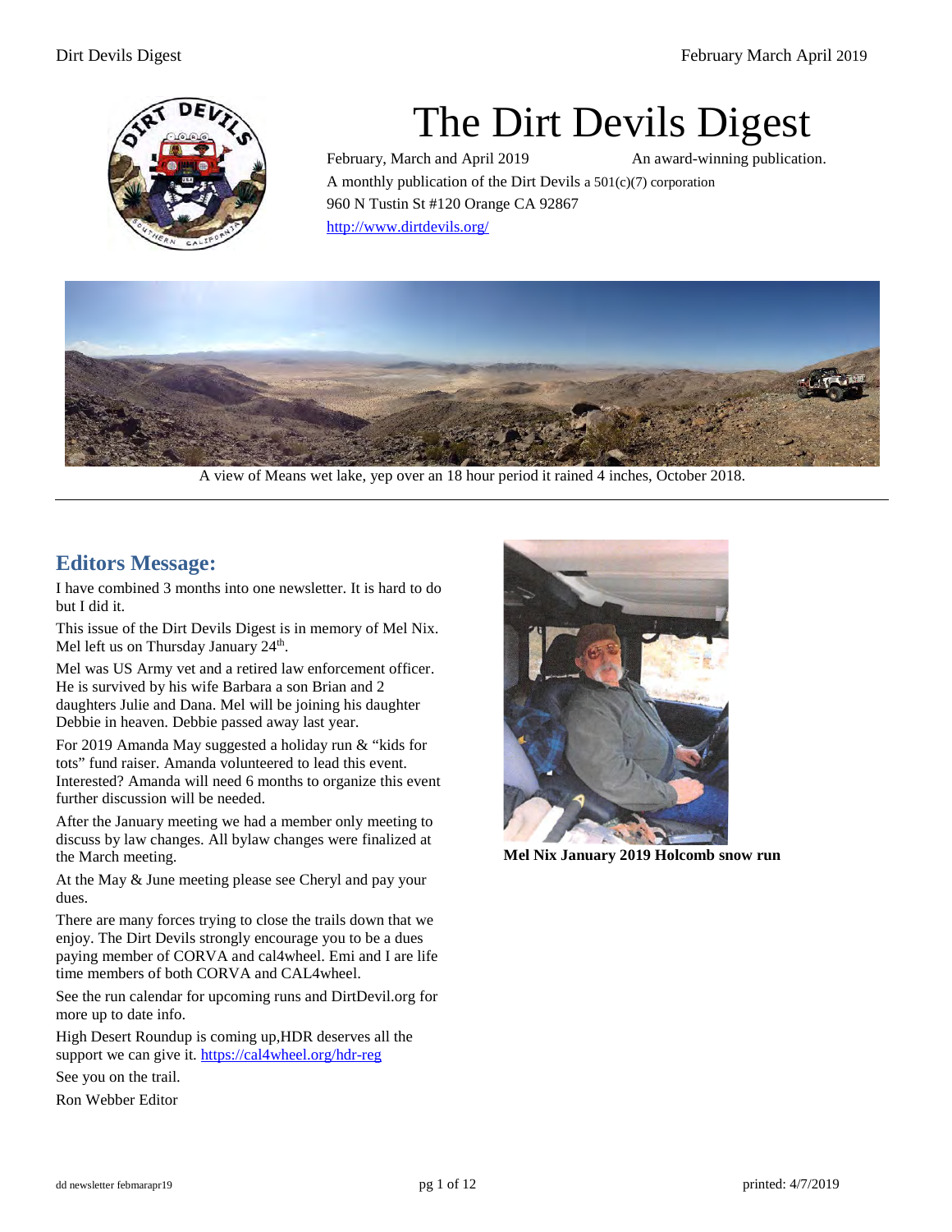# The Dirt Devils Digest

February, March and April 2019 — An award-winning publication.

A monthly publication of the Dirt Devils a 501(c)(7) corporation

960 N Tustin St #120 Orange CA 92867

http://www.dirtdevils.org/

A view of Means wet lake, yep over an 18 hour period it rained 4 inches, October 2018.

---

## Editors Message:

I have combined 3 months into one newsletter. It is hard to do but I did it.

This issue of the Dirt Devils Digest is in memory of Mel Nix. Mel left us on Thursday January 24th.

Mel was US Army vet and a retired law enforcement officer. He is survived by his wife Barbara a son Brian and 2 daughters Julie and Dana. Mel will be joining his daughter Debbie in heaven. Debbie passed away last year.

For 2019 Amanda May suggested a holiday run & "kids for tots" fund raiser. Amanda volunteered to lead this event. Interested? Amanda will need 6 months to organize this event further discussion will be needed.

After the January meeting we had a member only meeting to discuss by law changes. All bylaw changes were finalized at the March meeting.

At the May & June meeting please see Cheryl and pay your dues.

There are many forces trying to close the trails down that we enjoy. The Dirt Devils strongly encourage you to be a dues paying member of CORVA and cal4wheel. Emi and I are life time members of both CORVA and CAL4wheel.

See the run calendar for upcoming runs and DirtDevil.org for more up to date info.

High Desert Roundup is coming up,HDR deserves all the support we can give it. https://cal4wheel.org/hdr-reg

See you on the trail.

Ron Webber Editor

**Mel Nix January 2019 Holcomb snow run**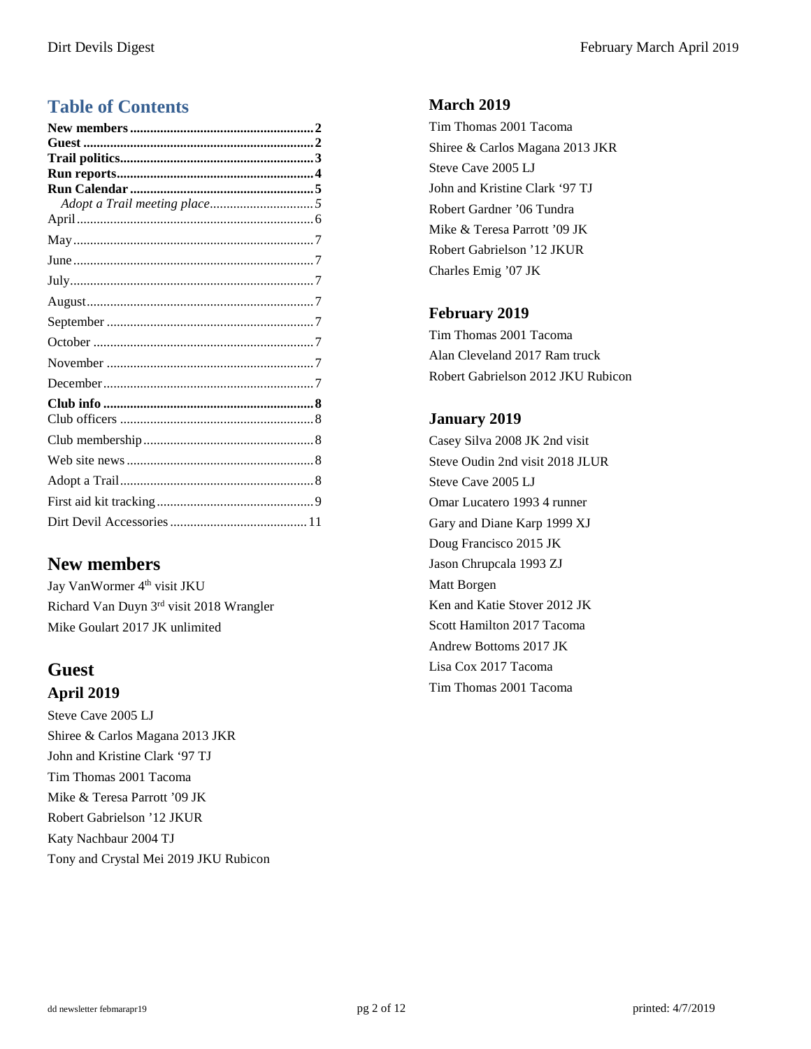# Table of Contents

**New members ...................................................... 2**
**Guest ...................................................................... 2**
**Trail politics......................................................... 3**
**Run reports............................................................ 4**
**Run Calendar ....................................................... 5**
*Adopt a Trail meeting place.............................. 5*
April ...................................................................... 6
May ....................................................................... 7
June ....................................................................... 7
July ........................................................................ 7
August ................................................................... 7
September ............................................................. 7
October ................................................................. 7
November ............................................................. 7
December .............................................................. 7
**Club info .............................................................. 8**
Club officers .......................................................... 8
Club membership .................................................. 8
Web site news ....................................................... 8
Adopt a Trail ......................................................... 8
First aid kit tracking .............................................. 9
Dirt Devil Accessories ......................................... 11

## New members

Jay VanWormer 4th visit JKU
Richard Van Duyn 3rd visit 2018 Wrangler
Mike Goulart 2017 JK unlimited

## Guest

### April 2019

Steve Cave 2005 LJ
Shiree & Carlos Magana 2013 JKR
John and Kristine Clark '97 TJ
Tim Thomas 2001 Tacoma
Mike & Teresa Parrott '09 JK
Robert Gabrielson '12 JKUR
Katy Nachbaur 2004 TJ
Tony and Crystal Mei 2019 JKU Rubicon

### March 2019

Tim Thomas 2001 Tacoma
Shiree & Carlos Magana 2013 JKR
Steve Cave 2005 LJ
John and Kristine Clark '97 TJ
Robert Gardner '06 Tundra
Mike & Teresa Parrott '09 JK
Robert Gabrielson '12 JKUR
Charles Emig '07 JK

### February 2019

Tim Thomas 2001 Tacoma
Alan Cleveland 2017 Ram truck
Robert Gabrielson 2012 JKU Rubicon

### January 2019

Casey Silva 2008 JK 2nd visit
Steve Oudin 2nd visit 2018 JLUR
Steve Cave 2005 LJ
Omar Lucatero 1993 4 runner
Gary and Diane Karp 1999 XJ
Doug Francisco 2015 JK
Jason Chrupcala 1993 ZJ
Matt Borgen
Ken and Katie Stover 2012 JK
Scott Hamilton 2017 Tacoma
Andrew Bottoms 2017 JK
Lisa Cox 2017 Tacoma
Tim Thomas 2001 Tacoma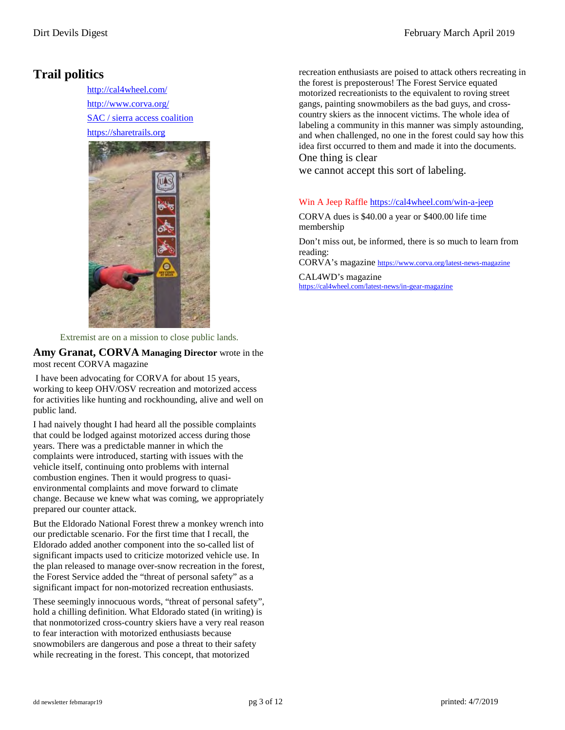## Trail politics

http://cal4wheel.com/

http://www.corva.org/

SAC / sierra access coalition

https://sharetrails.org

Extremist are on a mission to close public lands.

**Amy Granat, CORVA Managing Director** wrote in the most recent CORVA magazine

I have been advocating for CORVA for about 15 years, working to keep OHV/OSV recreation and motorized access for activities like hunting and rockhounding, alive and well on public land.

I had naively thought I had heard all the possible complaints that could be lodged against motorized access during those years. There was a predictable manner in which the complaints were introduced, starting with issues with the vehicle itself, continuing onto problems with internal combustion engines. Then it would progress to quasi-environmental complaints and move forward to climate change. Because we knew what was coming, we appropriately prepared our counter attack.

But the Eldorado National Forest threw a monkey wrench into our predictable scenario. For the first time that I recall, the Eldorado added another component into the so-called list of significant impacts used to criticize motorized vehicle use. In the plan released to manage over-snow recreation in the forest, the Forest Service added the "threat of personal safety" as a significant impact for non-motorized recreation enthusiasts.

These seemingly innocuous words, "threat of personal safety", hold a chilling definition. What Eldorado stated (in writing) is that nonmotorized cross-country skiers have a very real reason to fear interaction with motorized enthusiasts because snowmobilers are dangerous and pose a threat to their safety while recreating in the forest. This concept, that motorized recreation enthusiasts are poised to attack others recreating in the forest is preposterous! The Forest Service equated motorized recreationists to the equivalent to roving street gangs, painting snowmobilers as the bad guys, and cross-country skiers as the innocent victims. The whole idea of labeling a community in this manner was simply astounding, and when challenged, no one in the forest could say how this idea first occurred to them and made it into the documents.

One thing is clear

we cannot accept this sort of labeling.

Win A Jeep Raffle https://cal4wheel.com/win-a-jeep

CORVA dues is $40.00 a year or $400.00 life time membership

Don't miss out, be informed, there is so much to learn from reading:

CORVA's magazine https://www.corva.org/latest-news-magazine

CAL4WD's magazine
https://cal4wheel.com/latest-news/in-gear-magazine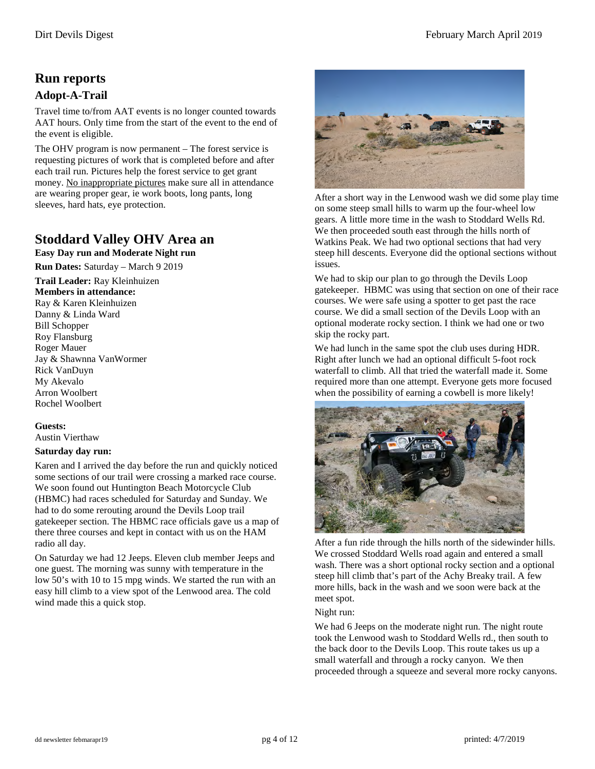# Run reports

## Adopt-A-Trail

Travel time to/from AAT events is no longer counted towards AAT hours. Only time from the start of the event to the end of the event is eligible.

The OHV program is now permanent – The forest service is requesting pictures of work that is completed before and after each trail run. Pictures help the forest service to get grant money. No inappropriate pictures make sure all in attendance are wearing proper gear, ie work boots, long pants, long sleeves, hard hats, eye protection.

# Stoddard Valley OHV Area an

**Easy Day run and Moderate Night run**

**Run Dates:** Saturday – March 9 2019

**Trail Leader:** Ray Kleinhuizen
**Members in attendance:**
Ray & Karen Kleinhuizen
Danny & Linda Ward
Bill Schopper
Roy Flansburg
Roger Mauer
Jay & Shawnna VanWormer
Rick VanDuyn
My Akevalo
Arron Woolbert
Rochel Woolbert

**Guests:**
Austin Vierthaw

**Saturday day run:**

Karen and I arrived the day before the run and quickly noticed some sections of our trail were crossing a marked race course. We soon found out Huntington Beach Motorcycle Club (HBMC) had races scheduled for Saturday and Sunday. We had to do some rerouting around the Devils Loop trail gatekeeper section. The HBMC race officials gave us a map of there three courses and kept in contact with us on the HAM radio all day.

On Saturday we had 12 Jeeps. Eleven club member Jeeps and one guest. The morning was sunny with temperature in the low 50's with 10 to 15 mpg winds. We started the run with an easy hill climb to a view spot of the Lenwood area. The cold wind made this a quick stop.

After a short way in the Lenwood wash we did some play time on some steep small hills to warm up the four-wheel low gears. A little more time in the wash to Stoddard Wells Rd. We then proceeded south east through the hills north of Watkins Peak. We had two optional sections that had very steep hill descents. Everyone did the optional sections without issues.

We had to skip our plan to go through the Devils Loop gatekeeper. HBMC was using that section on one of their race courses. We were safe using a spotter to get past the race course. We did a small section of the Devils Loop with an optional moderate rocky section. I think we had one or two skip the rocky part.

We had lunch in the same spot the club uses during HDR. Right after lunch we had an optional difficult 5-foot rock waterfall to climb. All that tried the waterfall made it. Some required more than one attempt. Everyone gets more focused when the possibility of earning a cowbell is more likely!

After a fun ride through the hills north of the sidewinder hills. We crossed Stoddard Wells road again and entered a small wash. There was a short optional rocky section and a optional steep hill climb that's part of the Achy Breaky trail. A few more hills, back in the wash and we soon were back at the meet spot.

Night run:

We had 6 Jeeps on the moderate night run. The night route took the Lenwood wash to Stoddard Wells rd., then south to the back door to the Devils Loop. This route takes us up a small waterfall and through a rocky canyon. We then proceeded through a squeeze and several more rocky canyons.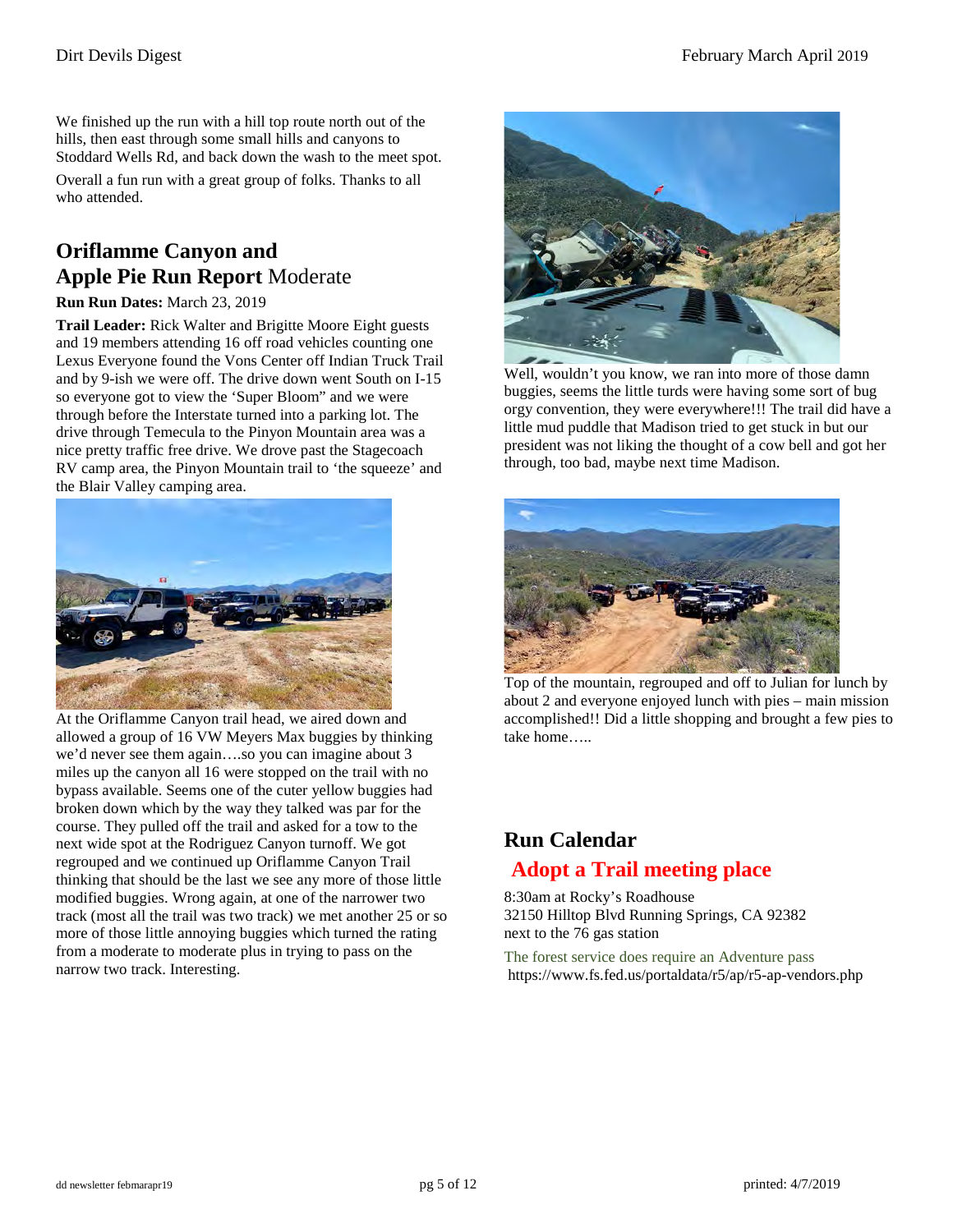We finished up the run with a hill top route north out of the hills, then east through some small hills and canyons to Stoddard Wells Rd, and back down the wash to the meet spot.

Overall a fun run with a great group of folks. Thanks to all who attended.

## Oriflamme Canyon and Apple Pie Run Report Moderate

**Run Run Dates:** March 23, 2019

**Trail Leader:** Rick Walter and Brigitte Moore Eight guests and 19 members attending 16 off road vehicles counting one Lexus Everyone found the Vons Center off Indian Truck Trail and by 9-ish we were off. The drive down went South on I-15 so everyone got to view the 'Super Bloom" and we were through before the Interstate turned into a parking lot. The drive through Temecula to the Pinyon Mountain area was a nice pretty traffic free drive. We drove past the Stagecoach RV camp area, the Pinyon Mountain trail to 'the squeeze' and the Blair Valley camping area.

At the Oriflamme Canyon trail head, we aired down and allowed a group of 16 VW Meyers Max buggies by thinking we'd never see them again….so you can imagine about 3 miles up the canyon all 16 were stopped on the trail with no bypass available. Seems one of the cuter yellow buggies had broken down which by the way they talked was par for the course. They pulled off the trail and asked for a tow to the next wide spot at the Rodriguez Canyon turnoff. We got regrouped and we continued up Oriflamme Canyon Trail thinking that should be the last we see any more of those little modified buggies. Wrong again, at one of the narrower two track (most all the trail was two track) we met another 25 or so more of those little annoying buggies which turned the rating from a moderate to moderate plus in trying to pass on the narrow two track. Interesting.

Well, wouldn't you know, we ran into more of those damn buggies, seems the little turds were having some sort of bug orgy convention, they were everywhere!!! The trail did have a little mud puddle that Madison tried to get stuck in but our president was not liking the thought of a cow bell and got her through, too bad, maybe next time Madison.

Top of the mountain, regrouped and off to Julian for lunch by about 2 and everyone enjoyed lunch with pies – main mission accomplished!! Did a little shopping and brought a few pies to take home…..

## Run Calendar

### Adopt a Trail meeting place

8:30am at Rocky's Roadhouse
32150 Hilltop Blvd Running Springs, CA 92382
next to the 76 gas station

The forest service does require an Adventure pass
https://www.fs.fed.us/portaldata/r5/ap/r5-ap-vendors.php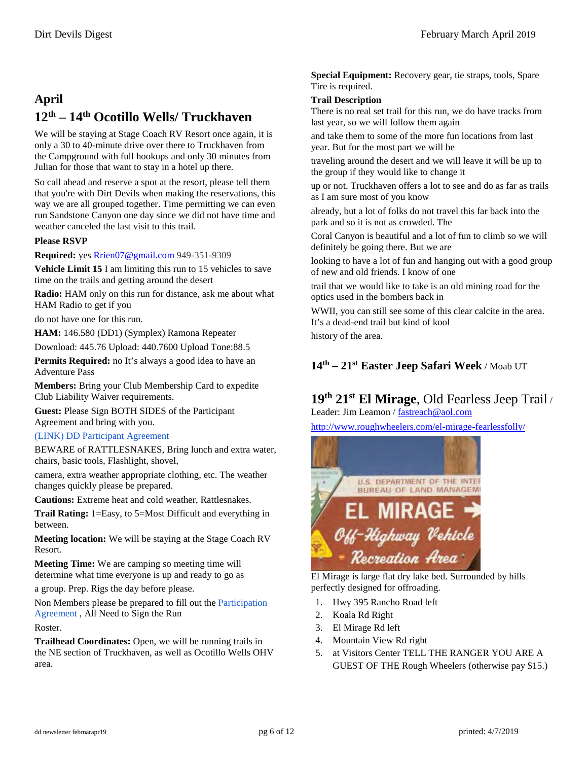# April

## 12th – 14th Ocotillo Wells/ Truckhaven

We will be staying at Stage Coach RV Resort once again, it is only a 30 to 40-minute drive over there to Truckhaven from the Campground with full hookups and only 30 minutes from Julian for those that want to stay in a hotel up there.

So call ahead and reserve a spot at the resort, please tell them that you're with Dirt Devils when making the reservations, this way we are all grouped together. Time permitting we can even run Sandstone Canyon one day since we did not have time and weather canceled the last visit to this trail.

**Please RSVP**

**Required:** yes Rrien07@gmail.com 949-351-9309

**Vehicle Limit 15** I am limiting this run to 15 vehicles to save time on the trails and getting around the desert

**Radio:** HAM only on this run for distance, ask me about what HAM Radio to get if you

do not have one for this run.

**HAM:** 146.580 (DD1) (Symplex) Ramona Repeater

Download: 445.76 Upload: 440.7600 Upload Tone:88.5

**Permits Required:** no It's always a good idea to have an Adventure Pass

**Members:** Bring your Club Membership Card to expedite Club Liability Waiver requirements.

**Guest:** Please Sign BOTH SIDES of the Participant Agreement and bring with you.

(LINK) DD Participant Agreement

BEWARE of RATTLESNAKES, Bring lunch and extra water, chairs, basic tools, Flashlight, shovel,

camera, extra weather appropriate clothing, etc. The weather changes quickly please be prepared.

**Cautions:** Extreme heat and cold weather, Rattlesnakes.

**Trail Rating:** 1=Easy, to 5=Most Difficult and everything in between.

**Meeting location:** We will be staying at the Stage Coach RV Resort.

**Meeting Time:** We are camping so meeting time will determine what time everyone is up and ready to go as

a group. Prep. Rigs the day before please.

Non Members please be prepared to fill out the Participation Agreement , All Need to Sign the Run

Roster.

**Trailhead Coordinates:** Open, we will be running trails in the NE section of Truckhaven, as well as Ocotillo Wells OHV area.

**Special Equipment:** Recovery gear, tie straps, tools, Spare Tire is required.

**Trail Description**

There is no real set trail for this run, we do have tracks from last year, so we will follow them again

and take them to some of the more fun locations from last year. But for the most part we will be

traveling around the desert and we will leave it will be up to the group if they would like to change it

up or not. Truckhaven offers a lot to see and do as far as trails as I am sure most of you know

already, but a lot of folks do not travel this far back into the park and so it is not as crowded. The

Coral Canyon is beautiful and a lot of fun to climb so we will definitely be going there. But we are

looking to have a lot of fun and hanging out with a good group of new and old friends. I know of one

trail that we would like to take is an old mining road for the optics used in the bombers back in

WWII, you can still see some of this clear calcite in the area. It's a dead-end trail but kind of kool

history of the area.

## 14th – 21st Easter Jeep Safari Week / Moab UT

## 19th 21st El Mirage, Old Fearless Jeep Trail /

Leader: Jim Leamon / fastreach@aol.com

http://www.roughwheelers.com/el-mirage-fearlessfolly/

El Mirage is large flat dry lake bed. Surrounded by hills perfectly designed for offroading.

1. Hwy 395 Rancho Road left
2. Koala Rd Right
3. El Mirage Rd left
4. Mountain View Rd right
5. at Visitors Center TELL THE RANGER YOU ARE A GUEST OF THE Rough Wheelers (otherwise pay $15.)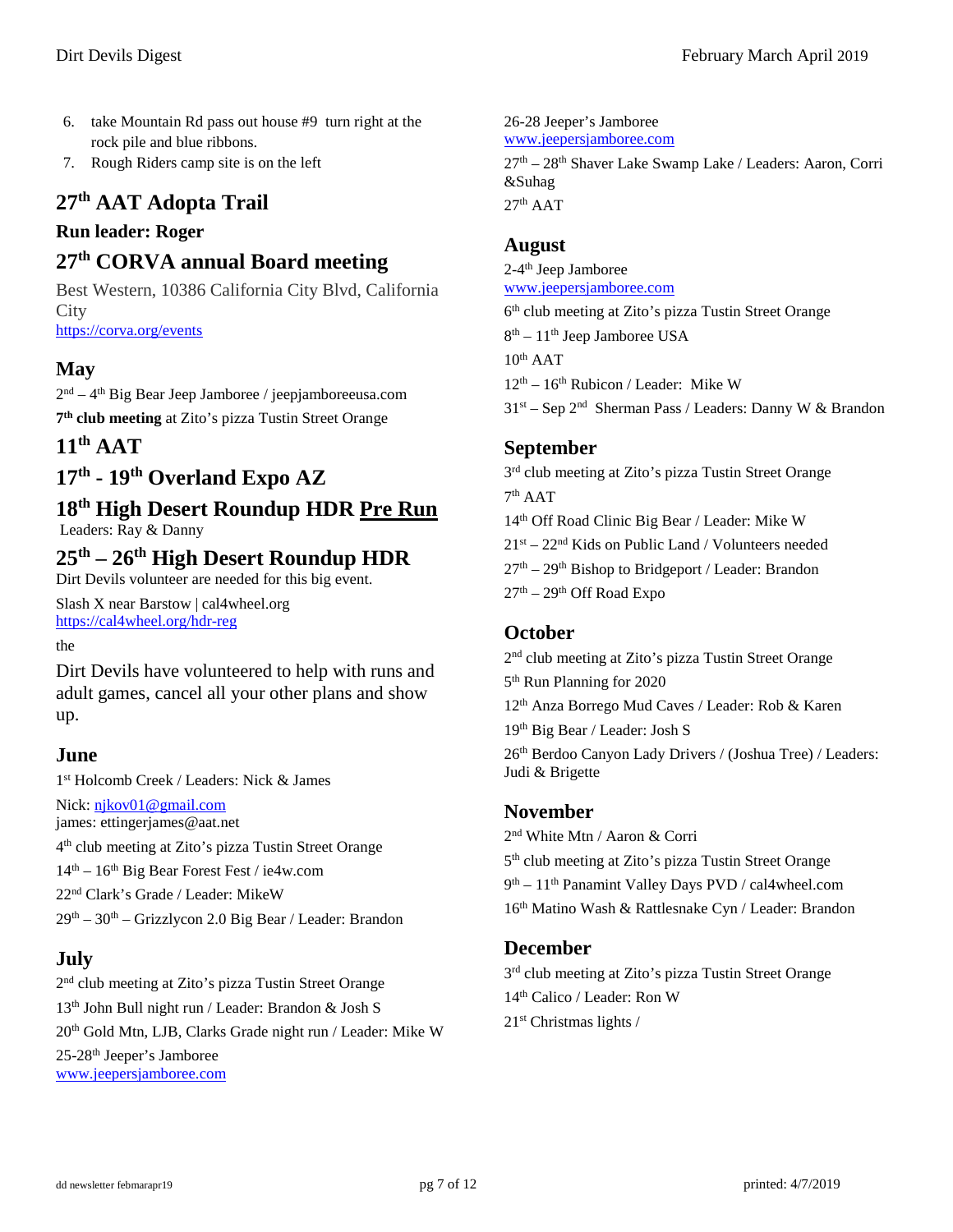6. take Mountain Rd pass out house #9 turn right at the rock pile and blue ribbons.
7. Rough Riders camp site is on the left

## 27th AAT Adopta Trail

### Run leader: Roger

## 27th CORVA annual Board meeting

Best Western, 10386 California City Blvd, California City
https://corva.org/events

## May

2nd – 4th Big Bear Jeep Jamboree / jeepjamboreeusa.com

**7th club meeting** at Zito's pizza Tustin Street Orange

## 11th AAT

## 17th - 19th Overland Expo AZ

## 18th High Desert Roundup HDR Pre Run

Leaders: Ray & Danny

## 25th – 26th High Desert Roundup HDR

Dirt Devils volunteer are needed for this big event.

Slash X near Barstow | cal4wheel.org
https://cal4wheel.org/hdr-reg

the

Dirt Devils have volunteered to help with runs and adult games, cancel all your other plans and show up.

## June

1st Holcomb Creek / Leaders: Nick & James

Nick: njkov01@gmail.com
james: ettingerjames@aat.net

4th club meeting at Zito's pizza Tustin Street Orange

14th – 16th Big Bear Forest Fest / ie4w.com

22nd Clark's Grade / Leader: MikeW

29th – 30th – Grizzlycon 2.0 Big Bear / Leader: Brandon

## July

2nd club meeting at Zito's pizza Tustin Street Orange

13th John Bull night run / Leader: Brandon & Josh S

20th Gold Mtn, LJB, Clarks Grade night run / Leader: Mike W

25-28th Jeeper's Jamboree
www.jeepersjamboree.com

26-28 Jeeper's Jamboree
www.jeepersjamboree.com

27th – 28th Shaver Lake Swamp Lake / Leaders: Aaron, Corri &Suhag

27th AAT

## August

2-4th Jeep Jamboree
www.jeepersjamboree.com

6th club meeting at Zito's pizza Tustin Street Orange

8th – 11th Jeep Jamboree USA

10th AAT

12th – 16th Rubicon / Leader: Mike W

31st – Sep 2nd Sherman Pass / Leaders: Danny W & Brandon

## September

3rd club meeting at Zito's pizza Tustin Street Orange

7th AAT

14th Off Road Clinic Big Bear / Leader: Mike W

21st – 22nd Kids on Public Land / Volunteers needed

27th – 29th Bishop to Bridgeport / Leader: Brandon

27th – 29th Off Road Expo

## October

2nd club meeting at Zito's pizza Tustin Street Orange

5th Run Planning for 2020

12th Anza Borrego Mud Caves / Leader: Rob & Karen

19th Big Bear / Leader: Josh S

26th Berdoo Canyon Lady Drivers / (Joshua Tree) / Leaders: Judi & Brigette

## November

2nd White Mtn / Aaron & Corri

5th club meeting at Zito's pizza Tustin Street Orange

9th – 11th Panamint Valley Days PVD / cal4wheel.com

16th Matino Wash & Rattlesnake Cyn / Leader: Brandon

## December

3rd club meeting at Zito's pizza Tustin Street Orange

14th Calico / Leader: Ron W

21st Christmas lights /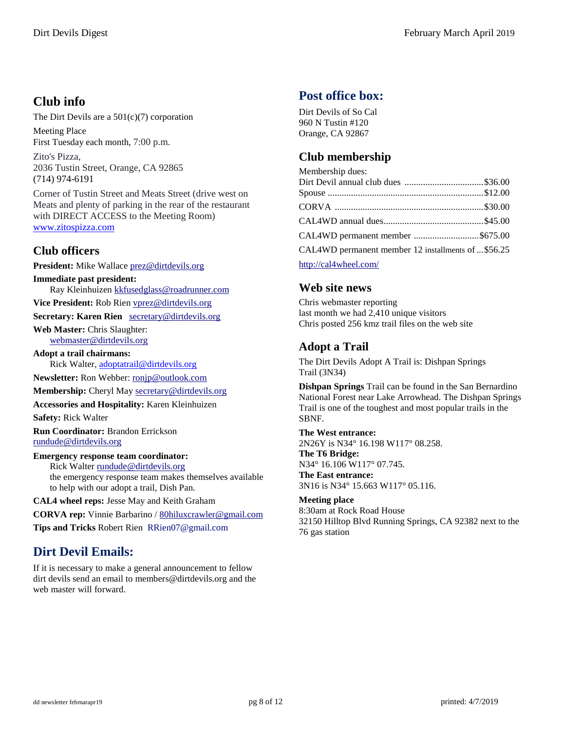## Club info

The Dirt Devils are a 501(c)(7) corporation

Meeting Place
First Tuesday each month, 7:00 p.m.

Zito's Pizza,
2036 Tustin Street, Orange, CA 92865
(714) 974-6191

Corner of Tustin Street and Meats Street (drive west on Meats and plenty of parking in the rear of the restaurant with DIRECT ACCESS to the Meeting Room)
www.zitospizza.com

## Club officers

**President:** Mike Wallace prez@dirtdevils.org

**Immediate past president:**
Ray Kleinhuizen kkfusedglass@roadrunner.com

**Vice President:** Rob Rien vprez@dirtdevils.org

**Secretary: Karen Rien** secretary@dirtdevils.org

**Web Master:** Chris Slaughter:
webmaster@dirtdevils.org

**Adopt a trail chairmans:**
Rick Walter, adoptatrail@dirtdevils.org

**Newsletter:** Ron Webber: ronjp@outlook.com

**Membership:** Cheryl May secretary@dirtdevils.org

**Accessories and Hospitality:** Karen Kleinhuizen

**Safety:** Rick Walter

**Run Coordinator:** Brandon Errickson
rundude@dirtdevils.org

**Emergency response team coordinator:**
Rick Walter rundude@dirtdevils.org
the emergency response team makes themselves available to help with our adopt a trail, Dish Pan.

**CAL4 wheel reps:** Jesse May and Keith Graham

**CORVA rep:** Vinnie Barbarino / 80hiluxcrawler@gmail.com

**Tips and Tricks** Robert Rien RRien07@gmail.com

## Dirt Devil Emails:

If it is necessary to make a general announcement to fellow dirt devils send an email to members@dirtdevils.org and the web master will forward.

## Post office box:

Dirt Devils of So Cal
960 N Tustin #120
Orange, CA 92867

## Club membership

Membership dues:

| | |
|---|---|
| Dirt Devil annual club dues | $36.00 |
| Spouse | $12.00 |
| CORVA | $30.00 |
| CAL4WD annual dues | $45.00 |
| CAL4WD permanent member | $675.00 |
| CAL4WD permanent member 12 installments of | $56.25 |

http://cal4wheel.com/

## Web site news

Chris webmaster reporting
last month we had 2,410 unique visitors
Chris posted 256 kmz trail files on the web site

## Adopt a Trail

The Dirt Devils Adopt A Trail is: Dishpan Springs Trail (3N34)

**Dishpan Springs** Trail can be found in the San Bernardino National Forest near Lake Arrowhead. The Dishpan Springs Trail is one of the toughest and most popular trails in the SBNF.

**The West entrance:**
2N26Y is N34° 16.198 W117° 08.258.
**The T6 Bridge:**
N34° 16.106 W117° 07.745.
**The East entrance:**
3N16 is N34° 15.663 W117° 05.116.

**Meeting place**
8:30am at Rock Road House
32150 Hilltop Blvd Running Springs, CA 92382 next to the 76 gas station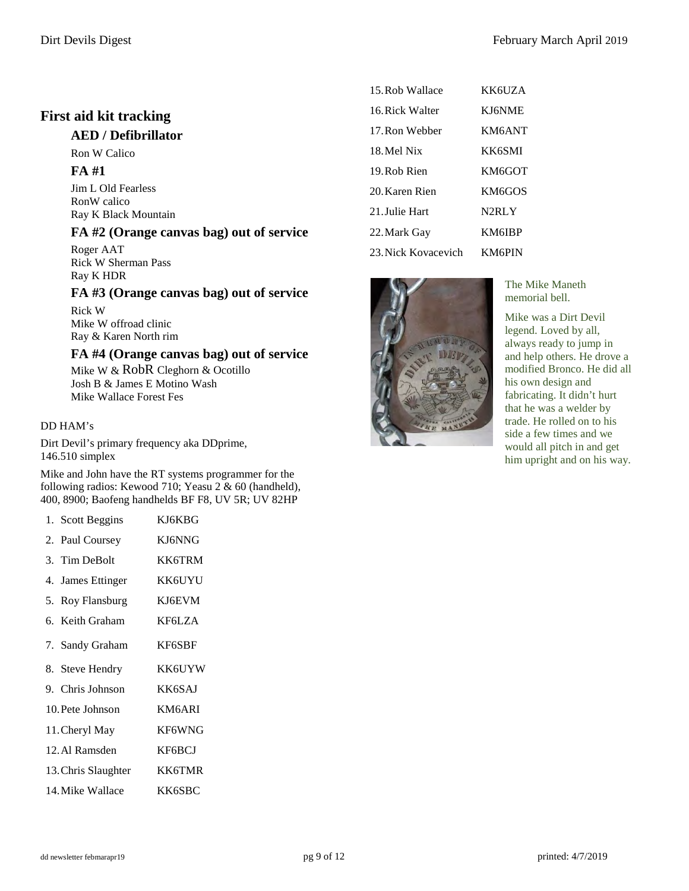## First aid kit tracking

### AED / Defibrillator

Ron W Calico

### FA #1

Jim L Old Fearless
RonW calico
Ray K Black Mountain

### FA #2 (Orange canvas bag) out of service

Roger AAT
Rick W Sherman Pass
Ray K HDR

### FA #3 (Orange canvas bag) out of service

Rick W
Mike W offroad clinic
Ray & Karen North rim

### FA #4 (Orange canvas bag) out of service

Mike W & RobR Cleghorn & Ocotillo
Josh B & James E Motino Wash
Mike Wallace Forest Fes

DD HAM's

Dirt Devil's primary frequency aka DDprime, 146.510 simplex

Mike and John have the RT systems programmer for the following radios: Kewood 710; Yeasu 2 & 60 (handheld), 400, 8900; Baofeng handhelds BF F8, UV 5R; UV 82HP

1. Scott Beggins KJ6KBG
2. Paul Coursey KJ6NNG
3. Tim DeBolt KK6TRM
4. James Ettinger KK6UYU
5. Roy Flansburg KJ6EVM
6. Keith Graham KF6LZA
7. Sandy Graham KF6SBF
8. Steve Hendry KK6UYW
9. Chris Johnson KK6SAJ
10. Pete Johnson KM6ARI
11. Cheryl May KF6WNG
12. Al Ramsden KF6BCJ
13. Chris Slaughter KK6TMR
14. Mike Wallace KK6SBC
15. Rob Wallace KK6UZA
16. Rick Walter KJ6NME
17. Ron Webber KM6ANT
18. Mel Nix KK6SMI
19. Rob Rien KM6GOT
20. Karen Rien KM6GOS
21. Julie Hart N2RLY
22. Mark Gay KM6IBP
23. Nick Kovacevich KM6PIN

The Mike Maneth memorial bell.

Mike was a Dirt Devil legend. Loved by all, always ready to jump in and help others. He drove a modified Bronco. He did all his own design and fabricating. It didn't hurt that he was a welder by trade. He rolled on to his side a few times and we would all pitch in and get him upright and on his way.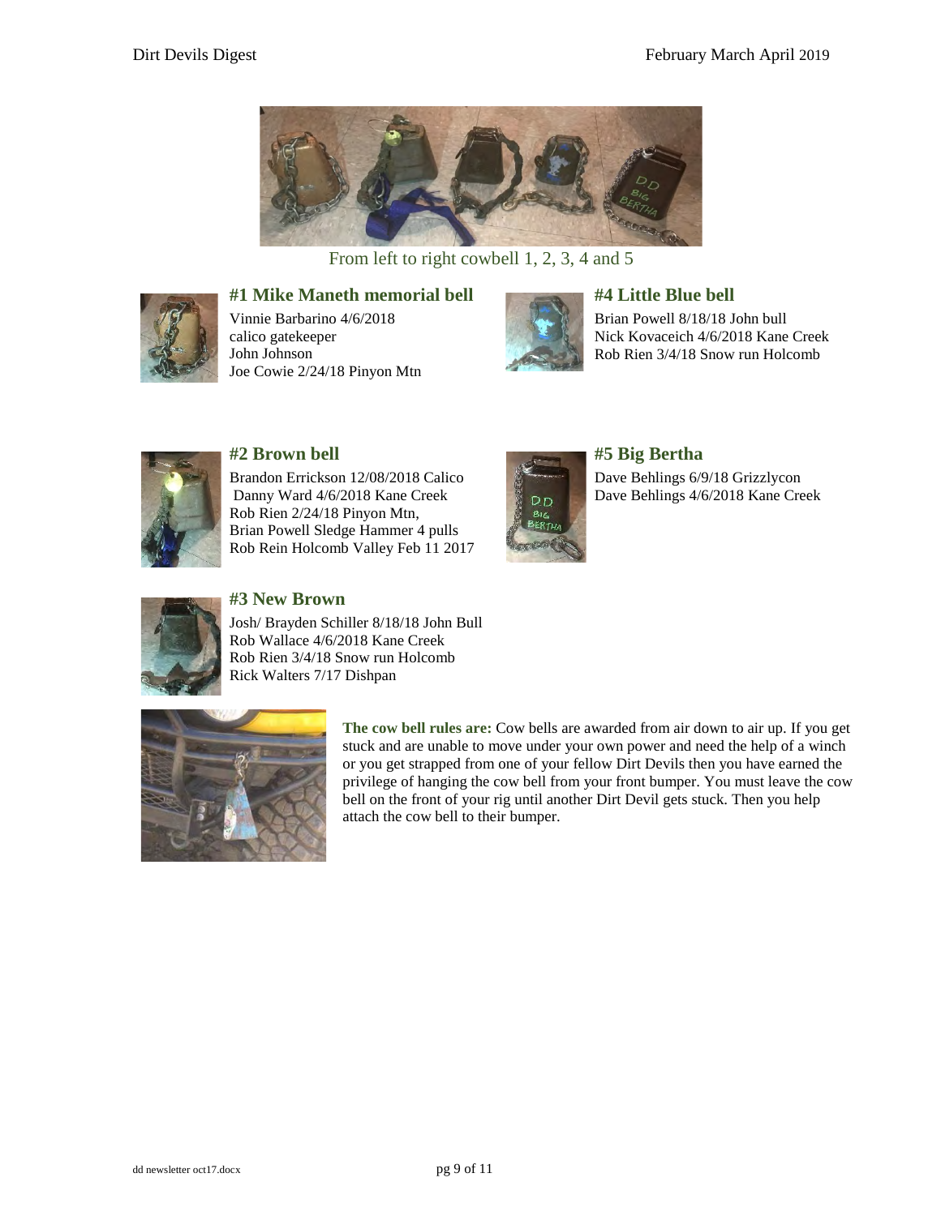From left to right cowbell 1, 2, 3, 4 and 5

### #1 Mike Maneth memorial bell

Vinnie Barbarino 4/6/2018
calico gatekeeper
John Johnson
Joe Cowie 2/24/18 Pinyon Mtn

### #4 Little Blue bell

Brian Powell 8/18/18 John bull
Nick Kovaceich 4/6/2018 Kane Creek
Rob Rien 3/4/18 Snow run Holcomb

### #2 Brown bell

Brandon Errickson 12/08/2018 Calico
Danny Ward 4/6/2018 Kane Creek
Rob Rien 2/24/18 Pinyon Mtn,
Brian Powell Sledge Hammer 4 pulls
Rob Rein Holcomb Valley Feb 11 2017

### #5 Big Bertha

Dave Behlings 6/9/18 Grizzlycon
Dave Behlings 4/6/2018 Kane Creek

### #3 New Brown

Josh/ Brayden Schiller 8/18/18 John Bull
Rob Wallace 4/6/2018 Kane Creek
Rob Rien 3/4/18 Snow run Holcomb
Rick Walters 7/17 Dishpan

**The cow bell rules are:** Cow bells are awarded from air down to air up. If you get stuck and are unable to move under your own power and need the help of a winch or you get strapped from one of your fellow Dirt Devils then you have earned the privilege of hanging the cow bell from your front bumper. You must leave the cow bell on the front of your rig until another Dirt Devil gets stuck. Then you help attach the cow bell to their bumper.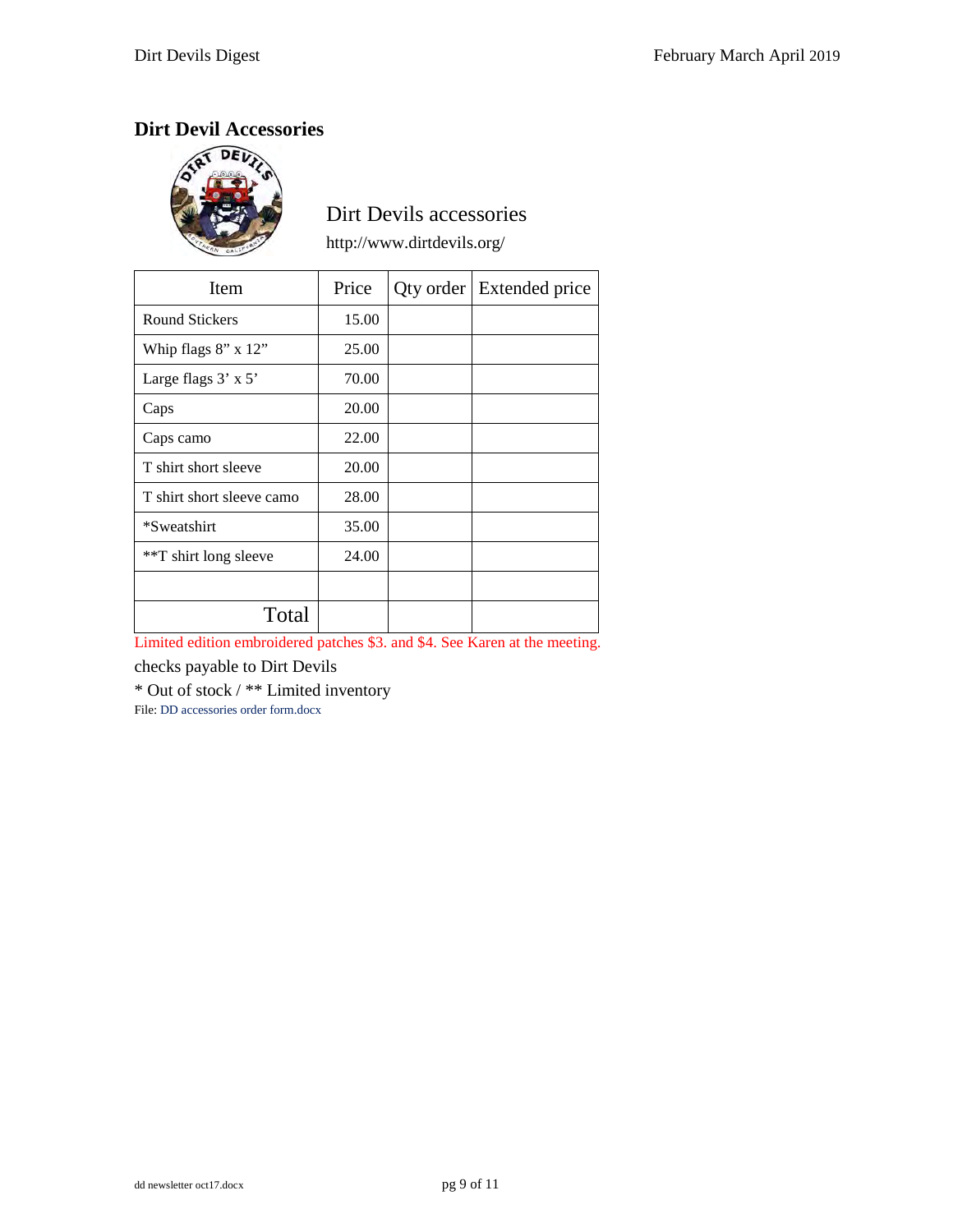## Dirt Devil Accessories

Dirt Devils accessories

http://www.dirtdevils.org/

| Item | Price | Qty order | Extended price |
|---|---|---|---|
| Round Stickers | 15.00 | | |
| Whip flags 8” x 12” | 25.00 | | |
| Large flags 3’ x 5’ | 70.00 | | |
| Caps | 20.00 | | |
| Caps camo | 22.00 | | |
| T shirt short sleeve | 20.00 | | |
| T shirt short sleeve camo | 28.00 | | |
| *Sweatshirt | 35.00 | | |
| **T shirt long sleeve | 24.00 | | |
| | | | |
| Total | | | |

Limited edition embroidered patches $3. and $4. See Karen at the meeting.

checks payable to Dirt Devils

* Out of stock / ** Limited inventory

File: DD accessories order form.docx